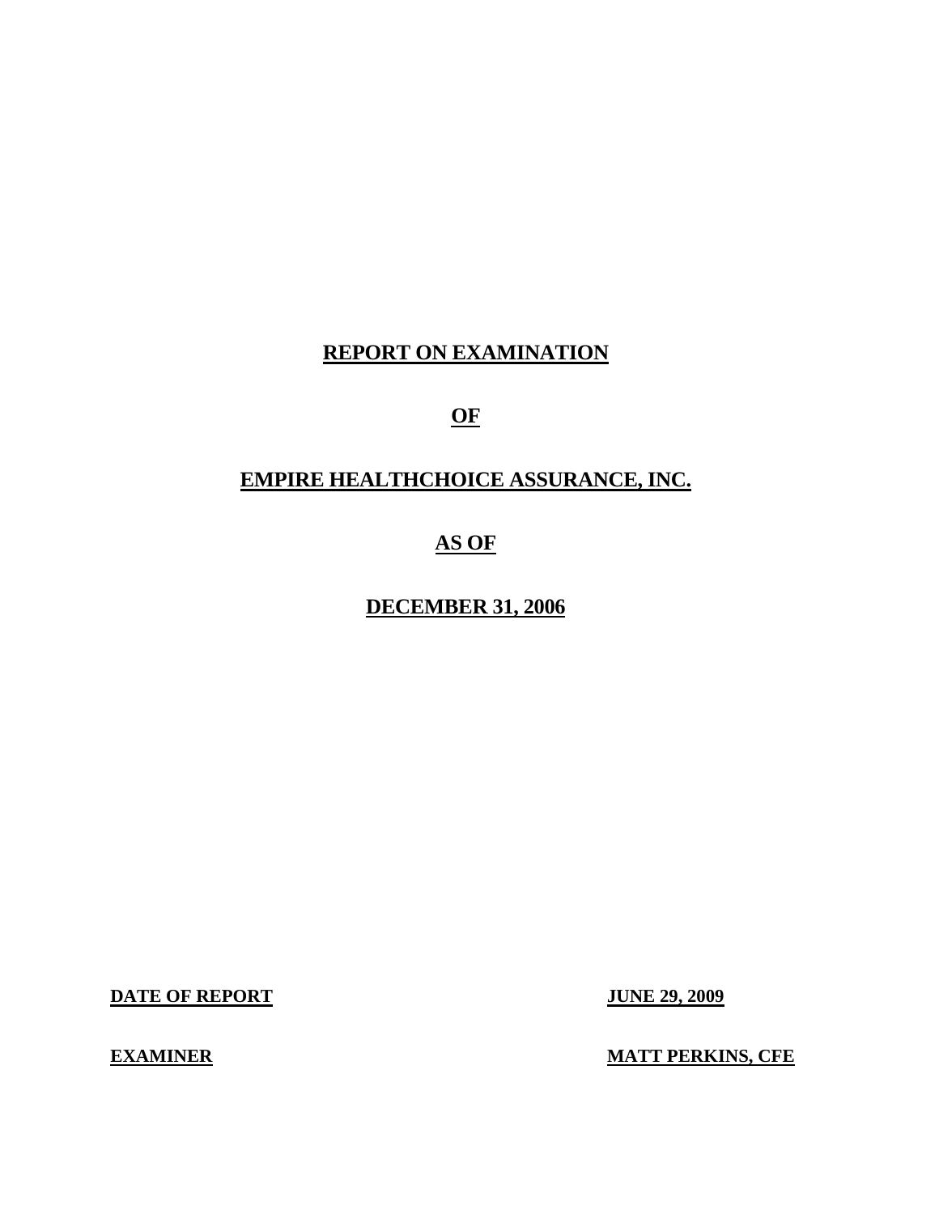# REPORT ON EXAMINATION

# OF

# EMPIRE HEALTHCHOICE ASSURANCE, INC.

# AS OF

# DECEMBER 31, 2006

| | |
|---|---|
| **DATE OF REPORT** | **JUNE 29, 2009** |
| **EXAMINER** | **MATT PERKINS, CFE** |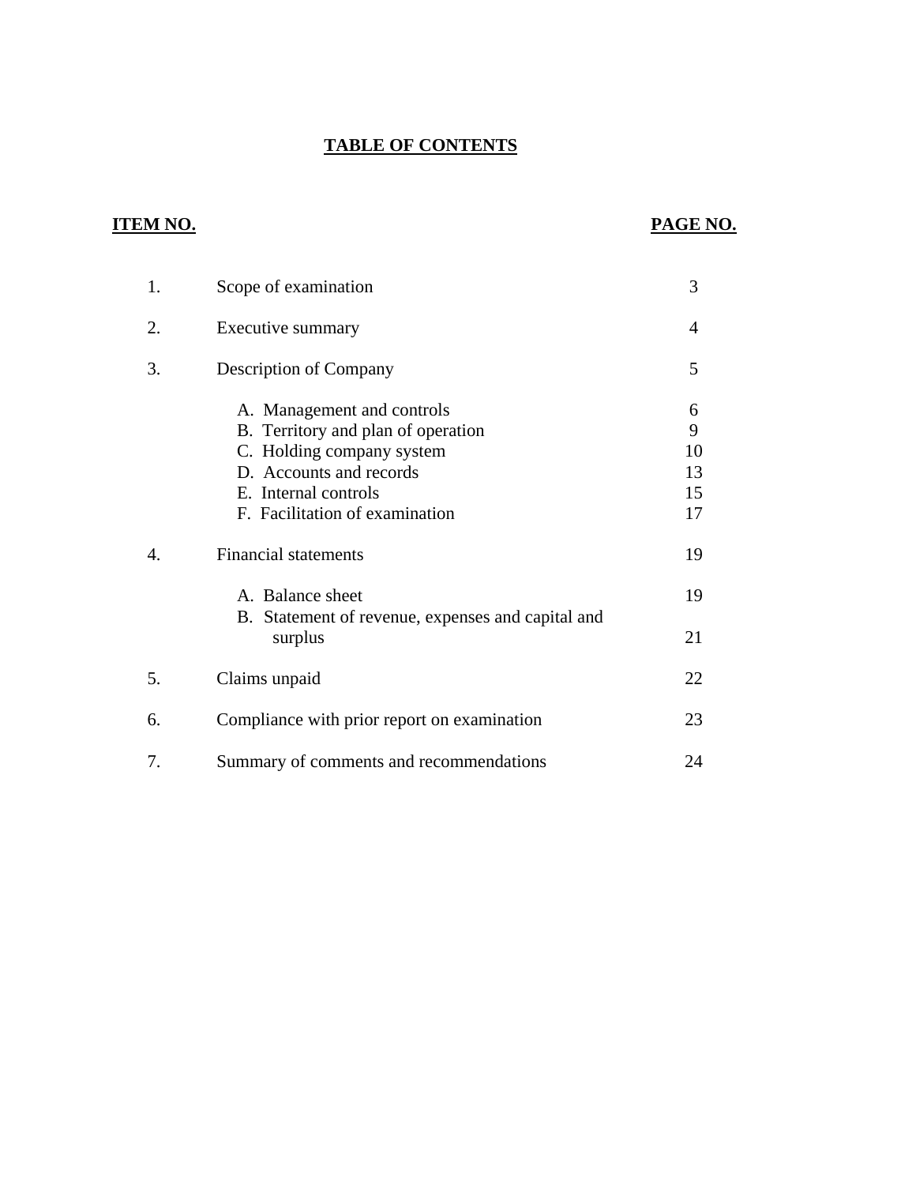# TABLE OF CONTENTS

| ITEM NO. | | PAGE NO. |
|---|---|---|
| 1. | Scope of examination | 3 |
| 2. | Executive summary | 4 |
| 3. | Description of Company | 5 |
| | A. Management and controls | 6 |
| | B. Territory and plan of operation | 9 |
| | C. Holding company system | 10 |
| | D. Accounts and records | 13 |
| | E. Internal controls | 15 |
| | F. Facilitation of examination | 17 |
| 4. | Financial statements | 19 |
| | A. Balance sheet | 19 |
| | B. Statement of revenue, expenses and capital and surplus | 21 |
| 5. | Claims unpaid | 22 |
| 6. | Compliance with prior report on examination | 23 |
| 7. | Summary of comments and recommendations | 24 |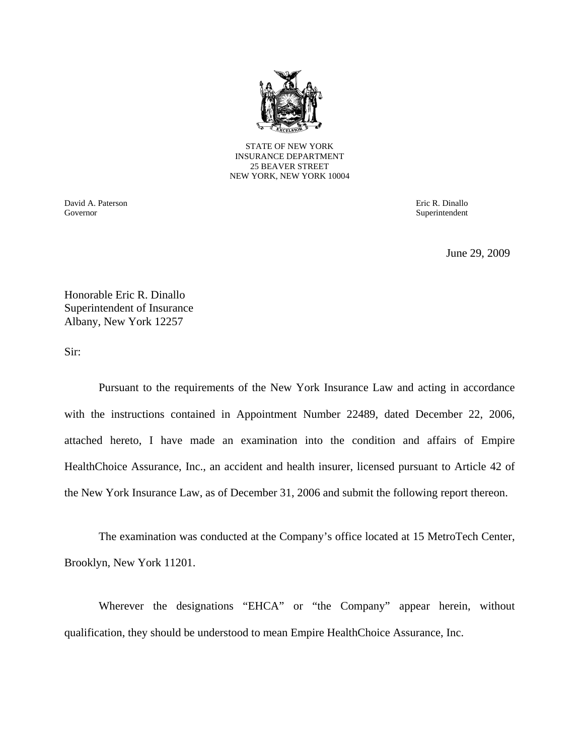STATE OF NEW YORK
INSURANCE DEPARTMENT
25 BEAVER STREET
NEW YORK, NEW YORK 10004

David A. Paterson
Governor

Eric R. Dinallo
Superintendent

June 29, 2009

Honorable Eric R. Dinallo
Superintendent of Insurance
Albany, New York 12257

Sir:

Pursuant to the requirements of the New York Insurance Law and acting in accordance with the instructions contained in Appointment Number 22489, dated December 22, 2006, attached hereto, I have made an examination into the condition and affairs of Empire HealthChoice Assurance, Inc., an accident and health insurer, licensed pursuant to Article 42 of the New York Insurance Law, as of December 31, 2006 and submit the following report thereon.

The examination was conducted at the Company's office located at 15 MetroTech Center, Brooklyn, New York 11201.

Wherever the designations "EHCA" or "the Company" appear herein, without qualification, they should be understood to mean Empire HealthChoice Assurance, Inc.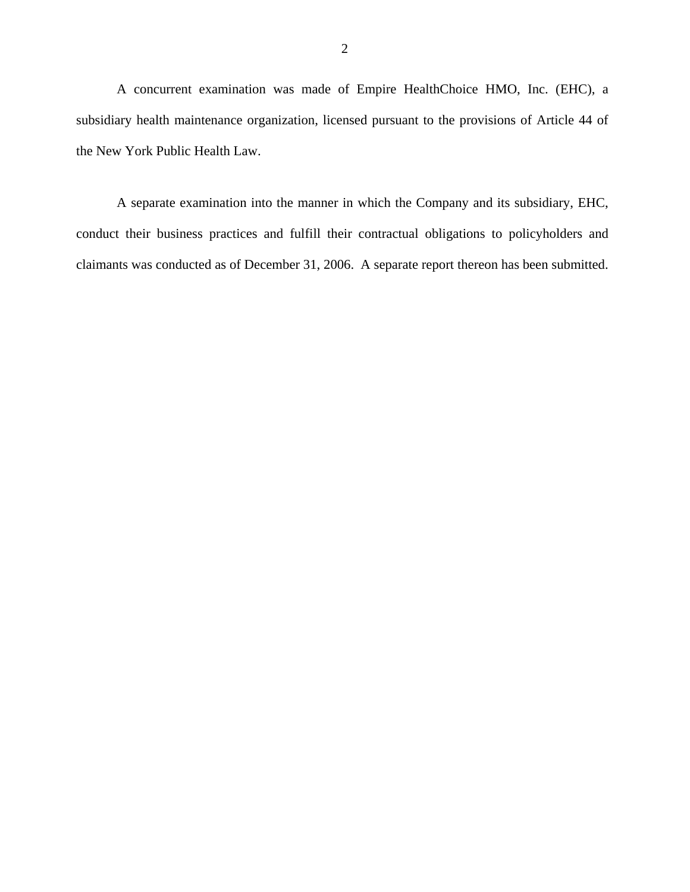A concurrent examination was made of Empire HealthChoice HMO, Inc. (EHC), a subsidiary health maintenance organization, licensed pursuant to the provisions of Article 44 of the New York Public Health Law.

A separate examination into the manner in which the Company and its subsidiary, EHC, conduct their business practices and fulfill their contractual obligations to policyholders and claimants was conducted as of December 31, 2006. A separate report thereon has been submitted.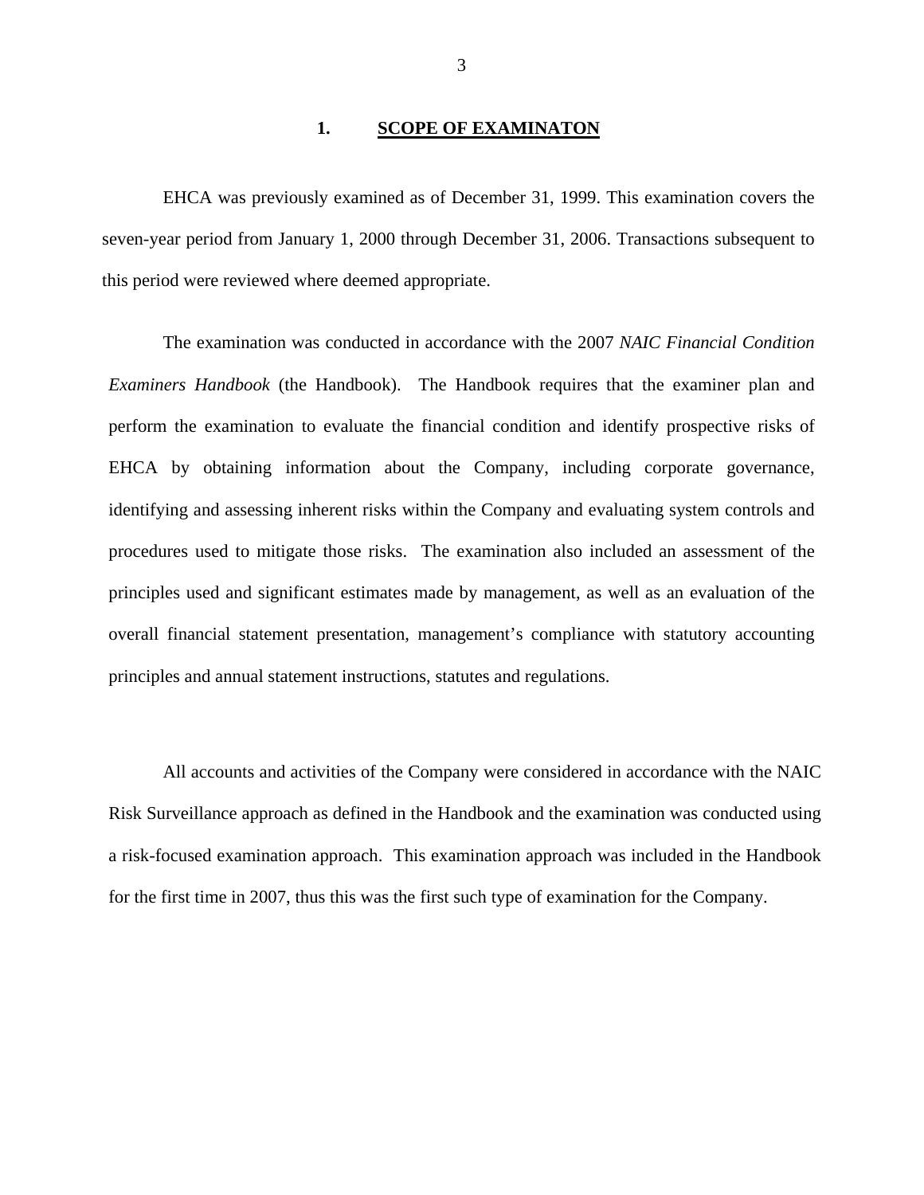## 1. SCOPE OF EXAMINATON

EHCA was previously examined as of December 31, 1999. This examination covers the seven-year period from January 1, 2000 through December 31, 2006. Transactions subsequent to this period were reviewed where deemed appropriate.

The examination was conducted in accordance with the 2007 *NAIC Financial Condition Examiners Handbook* (the Handbook). The Handbook requires that the examiner plan and perform the examination to evaluate the financial condition and identify prospective risks of EHCA by obtaining information about the Company, including corporate governance, identifying and assessing inherent risks within the Company and evaluating system controls and procedures used to mitigate those risks. The examination also included an assessment of the principles used and significant estimates made by management, as well as an evaluation of the overall financial statement presentation, management's compliance with statutory accounting principles and annual statement instructions, statutes and regulations.

All accounts and activities of the Company were considered in accordance with the NAIC Risk Surveillance approach as defined in the Handbook and the examination was conducted using a risk-focused examination approach. This examination approach was included in the Handbook for the first time in 2007, thus this was the first such type of examination for the Company.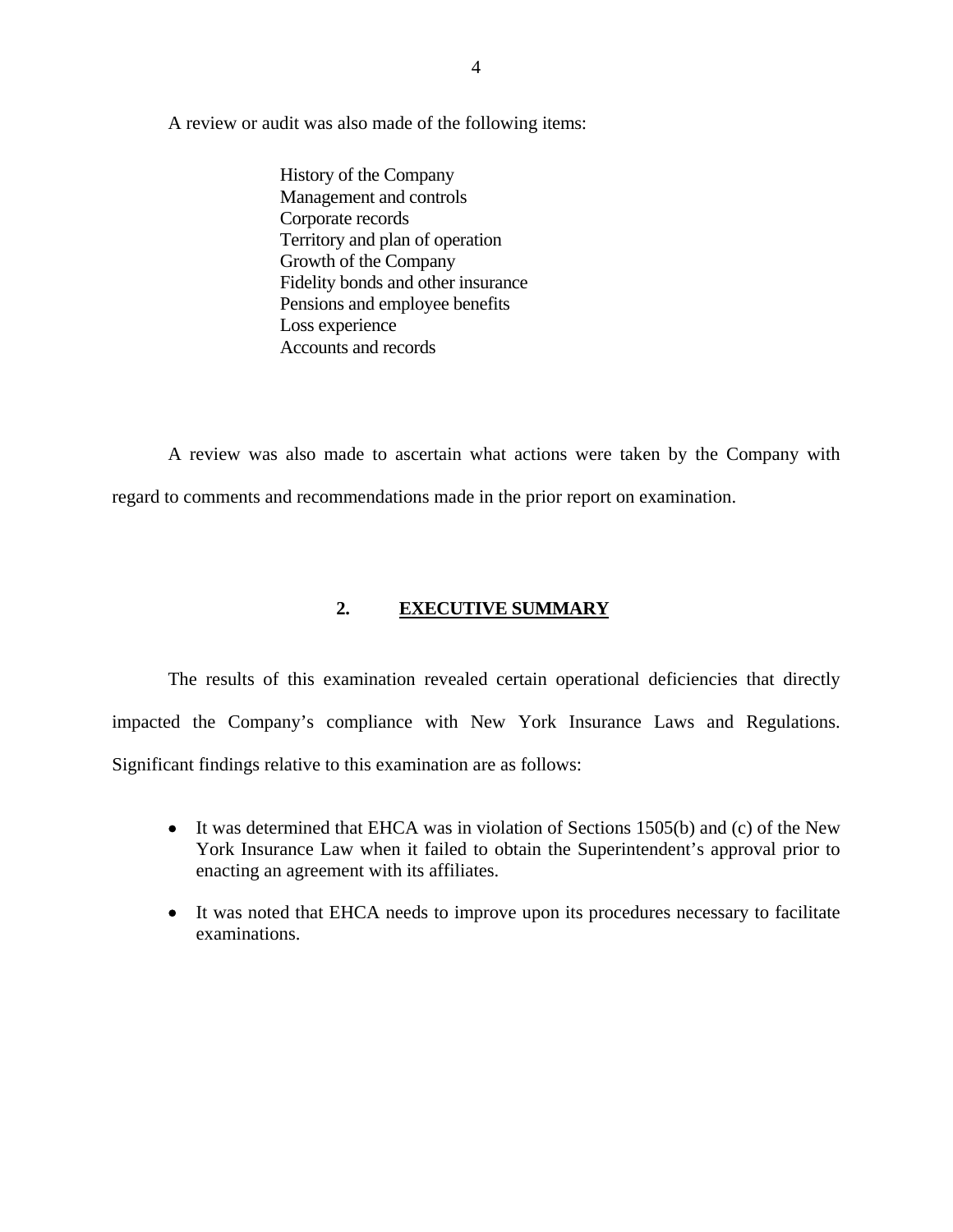A review or audit was also made of the following items:

History of the Company
Management and controls
Corporate records
Territory and plan of operation
Growth of the Company
Fidelity bonds and other insurance
Pensions and employee benefits
Loss experience
Accounts and records

A review was also made to ascertain what actions were taken by the Company with regard to comments and recommendations made in the prior report on examination.

## 2. EXECUTIVE SUMMARY

The results of this examination revealed certain operational deficiencies that directly impacted the Company's compliance with New York Insurance Laws and Regulations. Significant findings relative to this examination are as follows:

- It was determined that EHCA was in violation of Sections 1505(b) and (c) of the New York Insurance Law when it failed to obtain the Superintendent's approval prior to enacting an agreement with its affiliates.
- It was noted that EHCA needs to improve upon its procedures necessary to facilitate examinations.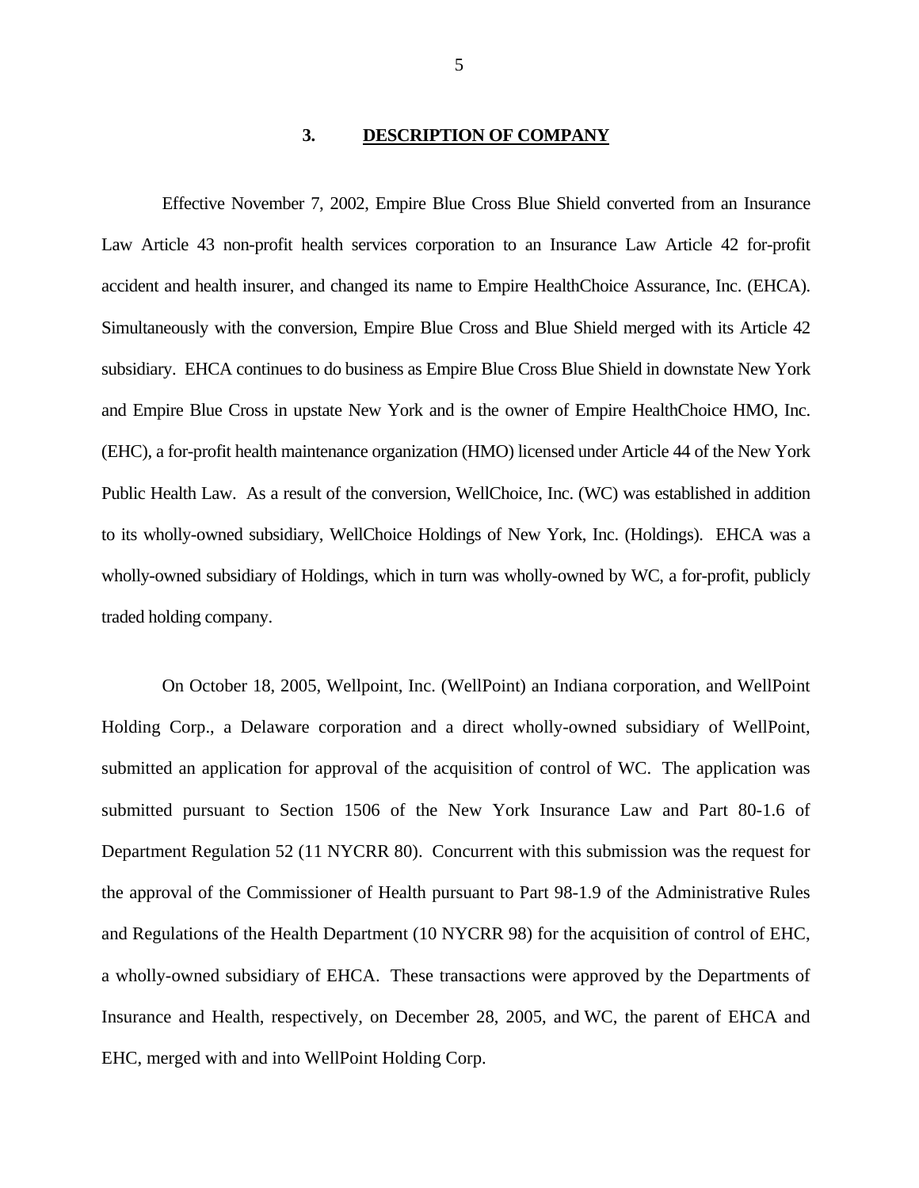## 3. DESCRIPTION OF COMPANY

Effective November 7, 2002, Empire Blue Cross Blue Shield converted from an Insurance Law Article 43 non-profit health services corporation to an Insurance Law Article 42 for-profit accident and health insurer, and changed its name to Empire HealthChoice Assurance, Inc. (EHCA). Simultaneously with the conversion, Empire Blue Cross and Blue Shield merged with its Article 42 subsidiary. EHCA continues to do business as Empire Blue Cross Blue Shield in downstate New York and Empire Blue Cross in upstate New York and is the owner of Empire HealthChoice HMO, Inc. (EHC), a for-profit health maintenance organization (HMO) licensed under Article 44 of the New York Public Health Law. As a result of the conversion, WellChoice, Inc. (WC) was established in addition to its wholly-owned subsidiary, WellChoice Holdings of New York, Inc. (Holdings). EHCA was a wholly-owned subsidiary of Holdings, which in turn was wholly-owned by WC, a for-profit, publicly traded holding company.

On October 18, 2005, Wellpoint, Inc. (WellPoint) an Indiana corporation, and WellPoint Holding Corp., a Delaware corporation and a direct wholly-owned subsidiary of WellPoint, submitted an application for approval of the acquisition of control of WC. The application was submitted pursuant to Section 1506 of the New York Insurance Law and Part 80-1.6 of Department Regulation 52 (11 NYCRR 80). Concurrent with this submission was the request for the approval of the Commissioner of Health pursuant to Part 98-1.9 of the Administrative Rules and Regulations of the Health Department (10 NYCRR 98) for the acquisition of control of EHC, a wholly-owned subsidiary of EHCA. These transactions were approved by the Departments of Insurance and Health, respectively, on December 28, 2005, and WC, the parent of EHCA and EHC, merged with and into WellPoint Holding Corp.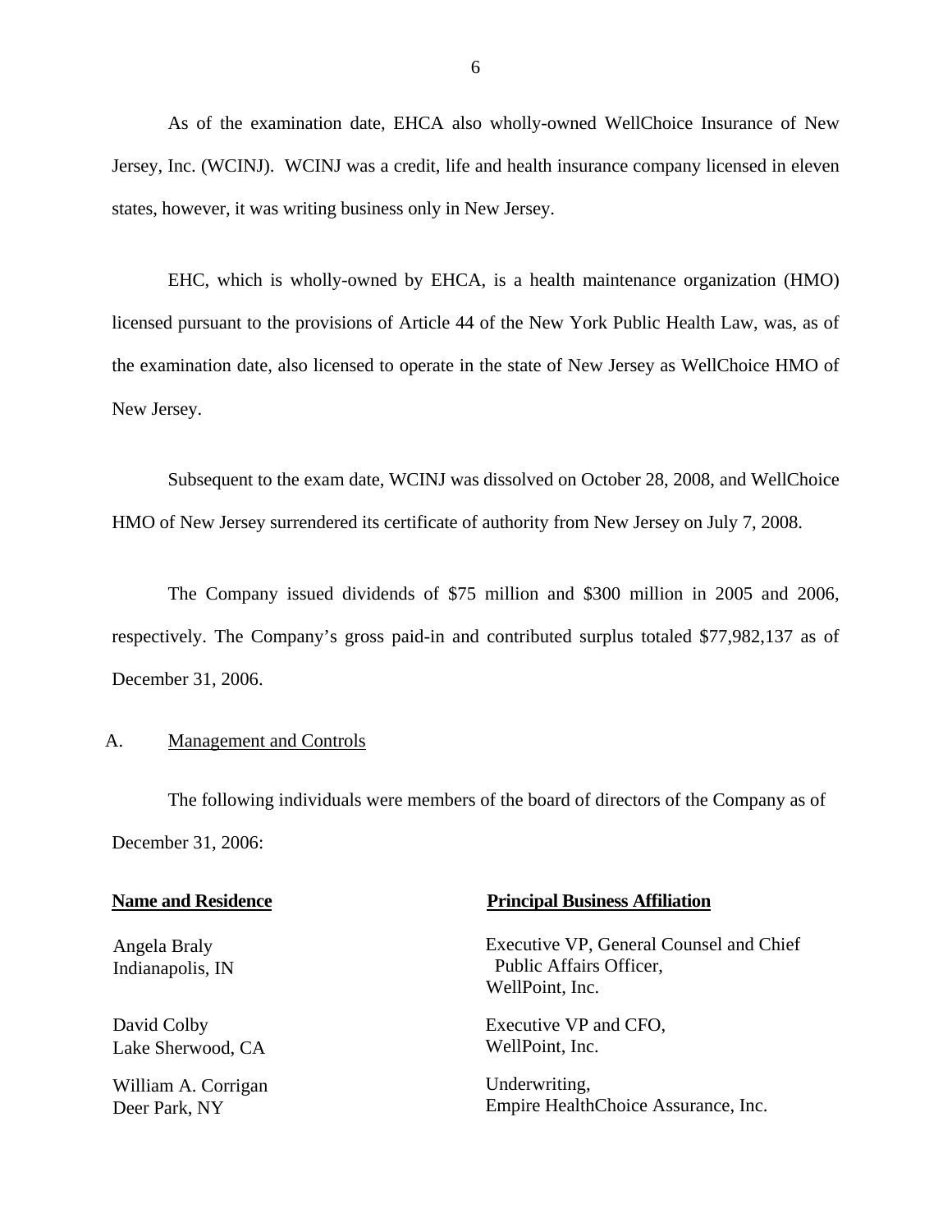As of the examination date, EHCA also wholly-owned WellChoice Insurance of New Jersey, Inc. (WCINJ). WCINJ was a credit, life and health insurance company licensed in eleven states, however, it was writing business only in New Jersey.

EHC, which is wholly-owned by EHCA, is a health maintenance organization (HMO) licensed pursuant to the provisions of Article 44 of the New York Public Health Law, was, as of the examination date, also licensed to operate in the state of New Jersey as WellChoice HMO of New Jersey.

Subsequent to the exam date, WCINJ was dissolved on October 28, 2008, and WellChoice HMO of New Jersey surrendered its certificate of authority from New Jersey on July 7, 2008.

The Company issued dividends of $75 million and $300 million in 2005 and 2006, respectively. The Company's gross paid-in and contributed surplus totaled $77,982,137 as of December 31, 2006.

## A. Management and Controls

The following individuals were members of the board of directors of the Company as of December 31, 2006:

| **Name and Residence** | **Principal Business Affiliation** |
|---|---|
| Angela Braly<br>Indianapolis, IN | Executive VP, General Counsel and Chief Public Affairs Officer,<br>WellPoint, Inc. |
| David Colby<br>Lake Sherwood, CA | Executive VP and CFO,<br>WellPoint, Inc. |
| William A. Corrigan<br>Deer Park, NY | Underwriting,<br>Empire HealthChoice Assurance, Inc. |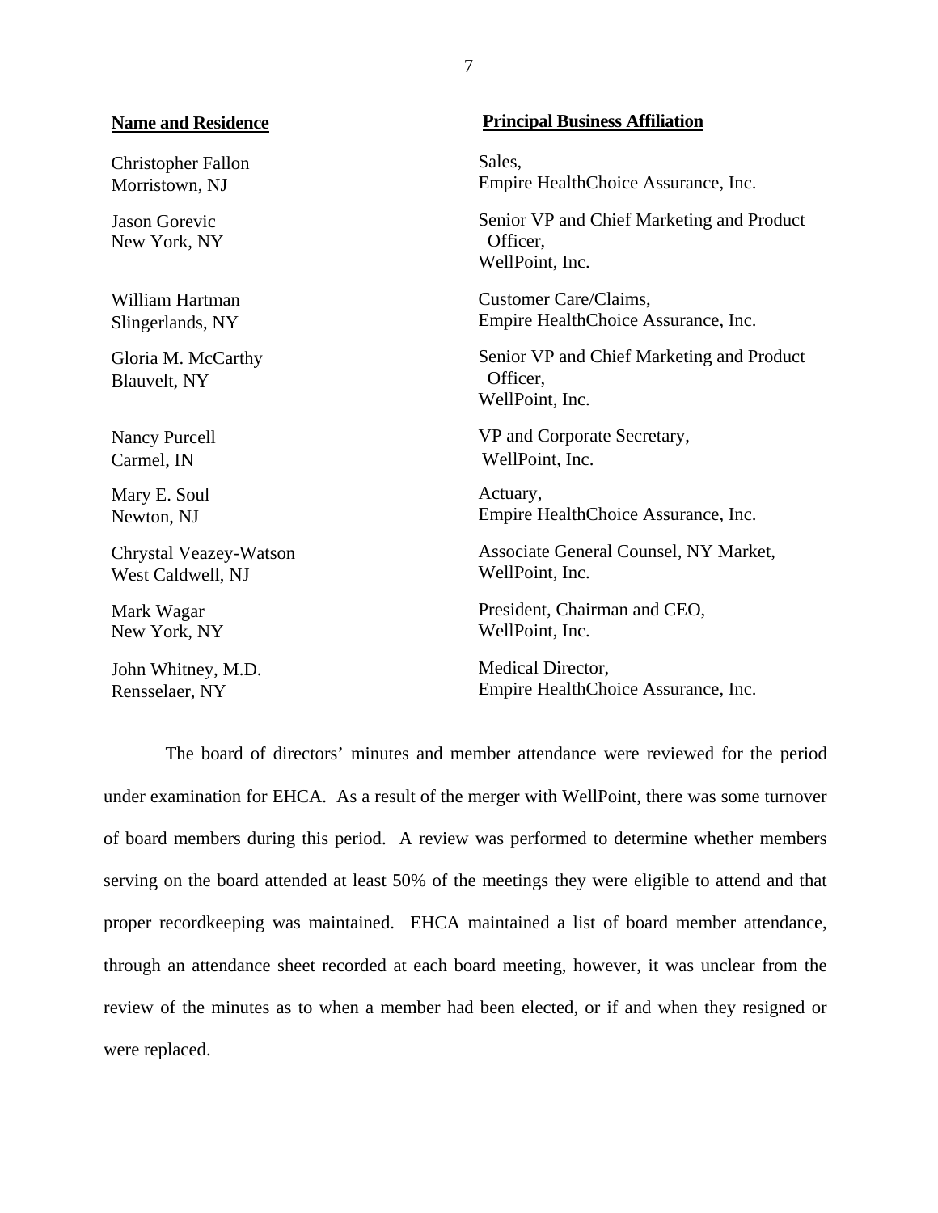| Name and Residence | Principal Business Affiliation |
|---|---|
| Christopher Fallon<br>Morristown, NJ | Sales,<br>Empire HealthChoice Assurance, Inc. |
| Jason Gorevic<br>New York, NY | Senior VP and Chief Marketing and Product Officer,<br>WellPoint, Inc. |
| William Hartman<br>Slingerlands, NY | Customer Care/Claims,<br>Empire HealthChoice Assurance, Inc. |
| Gloria M. McCarthy<br>Blauvelt, NY | Senior VP and Chief Marketing and Product Officer,<br>WellPoint, Inc. |
| Nancy Purcell<br>Carmel, IN | VP and Corporate Secretary,<br>WellPoint, Inc. |
| Mary E. Soul<br>Newton, NJ | Actuary,<br>Empire HealthChoice Assurance, Inc. |
| Chrystal Veazey-Watson<br>West Caldwell, NJ | Associate General Counsel, NY Market,<br>WellPoint, Inc. |
| Mark Wagar<br>New York, NY | President, Chairman and CEO,<br>WellPoint, Inc. |
| John Whitney, M.D.<br>Rensselaer, NY | Medical Director,<br>Empire HealthChoice Assurance, Inc. |

The board of directors' minutes and member attendance were reviewed for the period under examination for EHCA. As a result of the merger with WellPoint, there was some turnover of board members during this period. A review was performed to determine whether members serving on the board attended at least 50% of the meetings they were eligible to attend and that proper recordkeeping was maintained. EHCA maintained a list of board member attendance, through an attendance sheet recorded at each board meeting, however, it was unclear from the review of the minutes as to when a member had been elected, or if and when they resigned or were replaced.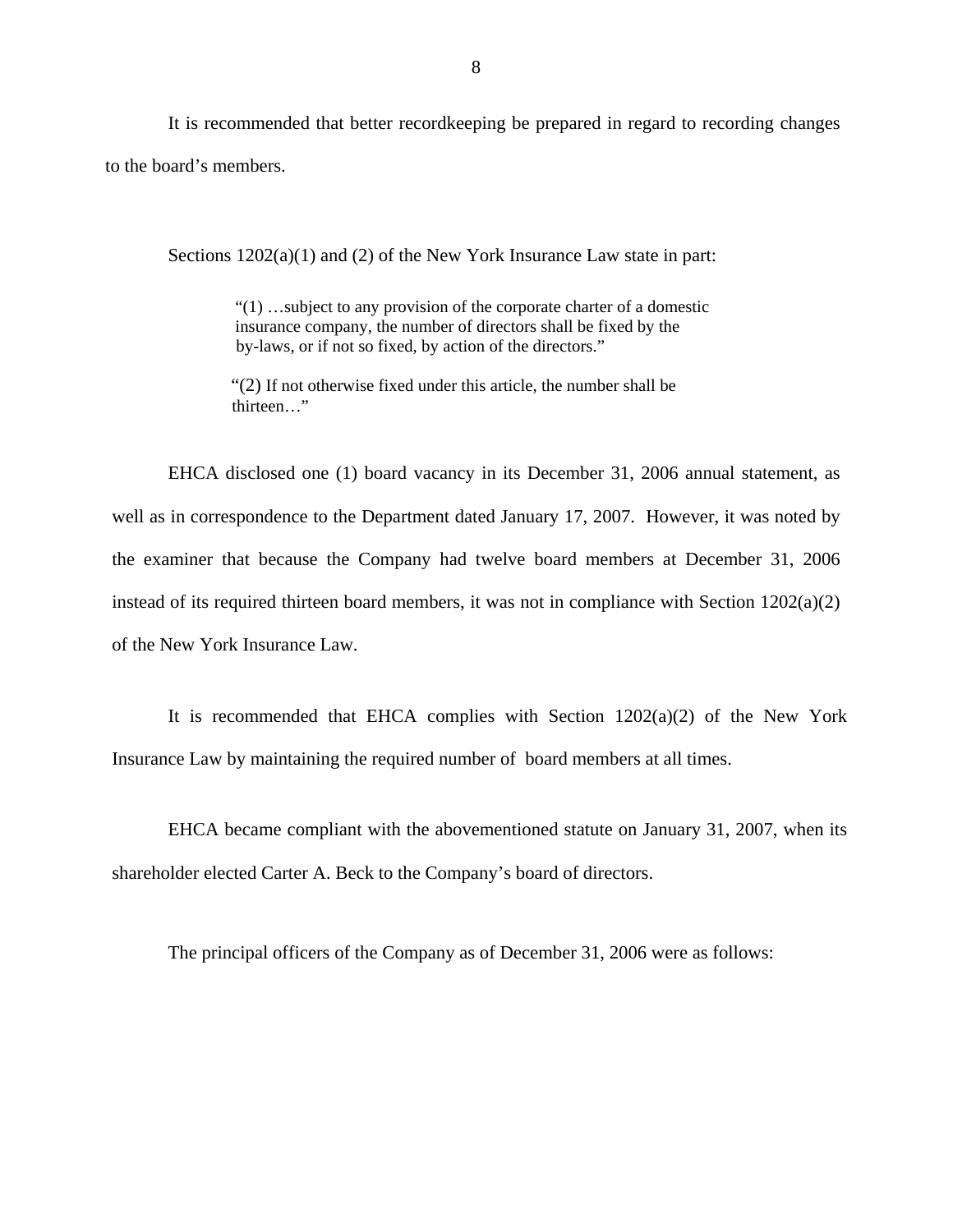It is recommended that better recordkeeping be prepared in regard to recording changes to the board's members.

Sections 1202(a)(1) and (2) of the New York Insurance Law state in part:

> "(1) …subject to any provision of the corporate charter of a domestic insurance company, the number of directors shall be fixed by the by-laws, or if not so fixed, by action of the directors."
>
> "(2) If not otherwise fixed under this article, the number shall be thirteen…"

EHCA disclosed one (1) board vacancy in its December 31, 2006 annual statement, as well as in correspondence to the Department dated January 17, 2007. However, it was noted by the examiner that because the Company had twelve board members at December 31, 2006 instead of its required thirteen board members, it was not in compliance with Section 1202(a)(2) of the New York Insurance Law.

It is recommended that EHCA complies with Section 1202(a)(2) of the New York Insurance Law by maintaining the required number of board members at all times.

EHCA became compliant with the abovementioned statute on January 31, 2007, when its shareholder elected Carter A. Beck to the Company's board of directors.

The principal officers of the Company as of December 31, 2006 were as follows: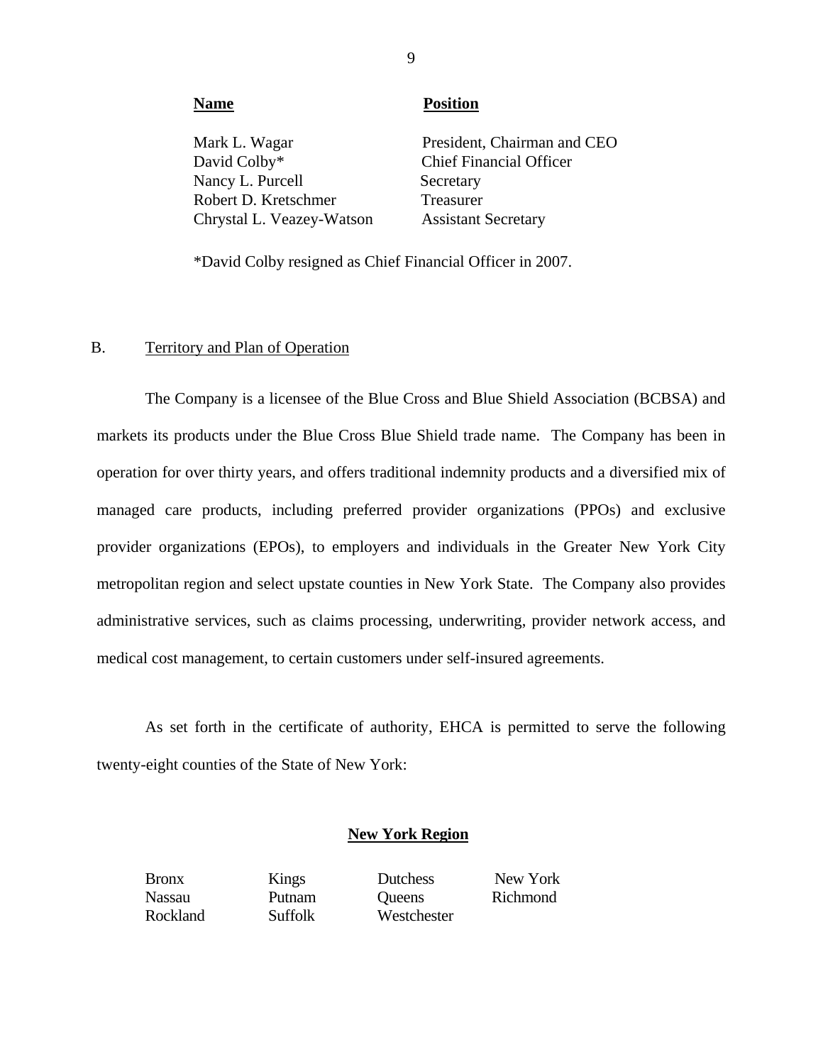| Name | Position |
| --- | --- |
| Mark L. Wagar | President, Chairman and CEO |
| David Colby* | Chief Financial Officer |
| Nancy L. Purcell | Secretary |
| Robert D. Kretschmer | Treasurer |
| Chrystal L. Veazey-Watson | Assistant Secretary |

*David Colby resigned as Chief Financial Officer in 2007.

## B. Territory and Plan of Operation

The Company is a licensee of the Blue Cross and Blue Shield Association (BCBSA) and markets its products under the Blue Cross Blue Shield trade name. The Company has been in operation for over thirty years, and offers traditional indemnity products and a diversified mix of managed care products, including preferred provider organizations (PPOs) and exclusive provider organizations (EPOs), to employers and individuals in the Greater New York City metropolitan region and select upstate counties in New York State. The Company also provides administrative services, such as claims processing, underwriting, provider network access, and medical cost management, to certain customers under self-insured agreements.

As set forth in the certificate of authority, EHCA is permitted to serve the following twenty-eight counties of the State of New York:

**New York Region**

| | | | |
| --- | --- | --- | --- |
| Bronx | Kings | Dutchess | New York |
| Nassau | Putnam | Queens | Richmond |
| Rockland | Suffolk | Westchester | |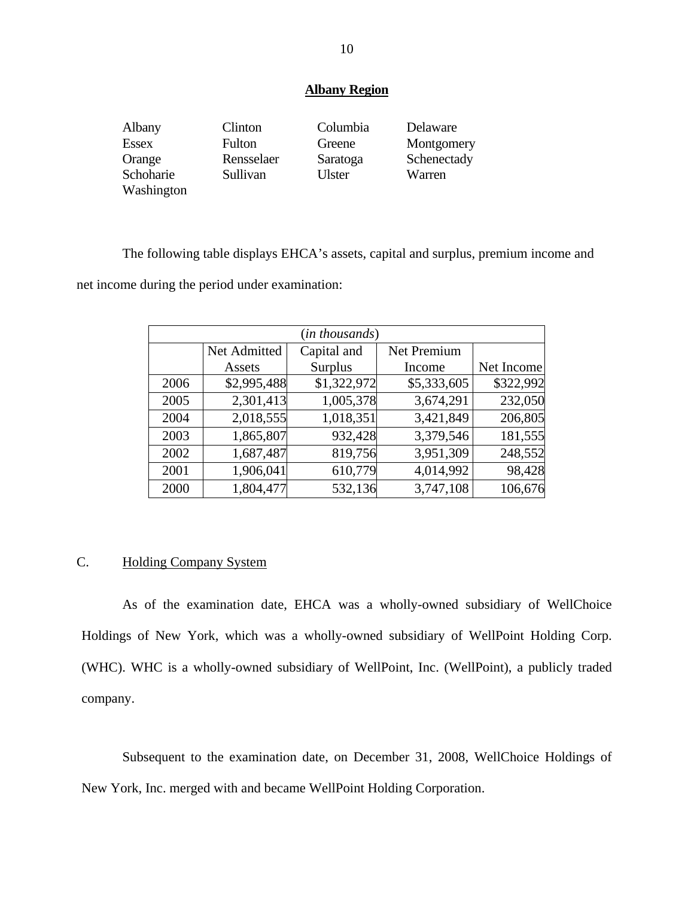**Albany Region**

| | | | |
|---|---|---|---|
| Albany | Clinton | Columbia | Delaware |
| Essex | Fulton | Greene | Montgomery |
| Orange | Rensselaer | Saratoga | Schenectady |
| Schoharie | Sullivan | Ulster | Warren |
| Washington | | | |

The following table displays EHCA's assets, capital and surplus, premium income and net income during the period under examination:

| (*in thousands*) | | | | |
|---|---|---|---|---|
| | Net Admitted Assets | Capital and Surplus | Net Premium Income | Net Income |
| 2006 | $2,995,488 | $1,322,972 | $5,333,605 | $322,992 |
| 2005 | 2,301,413 | 1,005,378 | 3,674,291 | 232,050 |
| 2004 | 2,018,555 | 1,018,351 | 3,421,849 | 206,805 |
| 2003 | 1,865,807 | 932,428 | 3,379,546 | 181,555 |
| 2002 | 1,687,487 | 819,756 | 3,951,309 | 248,552 |
| 2001 | 1,906,041 | 610,779 | 4,014,992 | 98,428 |
| 2000 | 1,804,477 | 532,136 | 3,747,108 | 106,676 |

C. Holding Company System

As of the examination date, EHCA was a wholly-owned subsidiary of WellChoice Holdings of New York, which was a wholly-owned subsidiary of WellPoint Holding Corp. (WHC). WHC is a wholly-owned subsidiary of WellPoint, Inc. (WellPoint), a publicly traded company.

Subsequent to the examination date, on December 31, 2008, WellChoice Holdings of New York, Inc. merged with and became WellPoint Holding Corporation.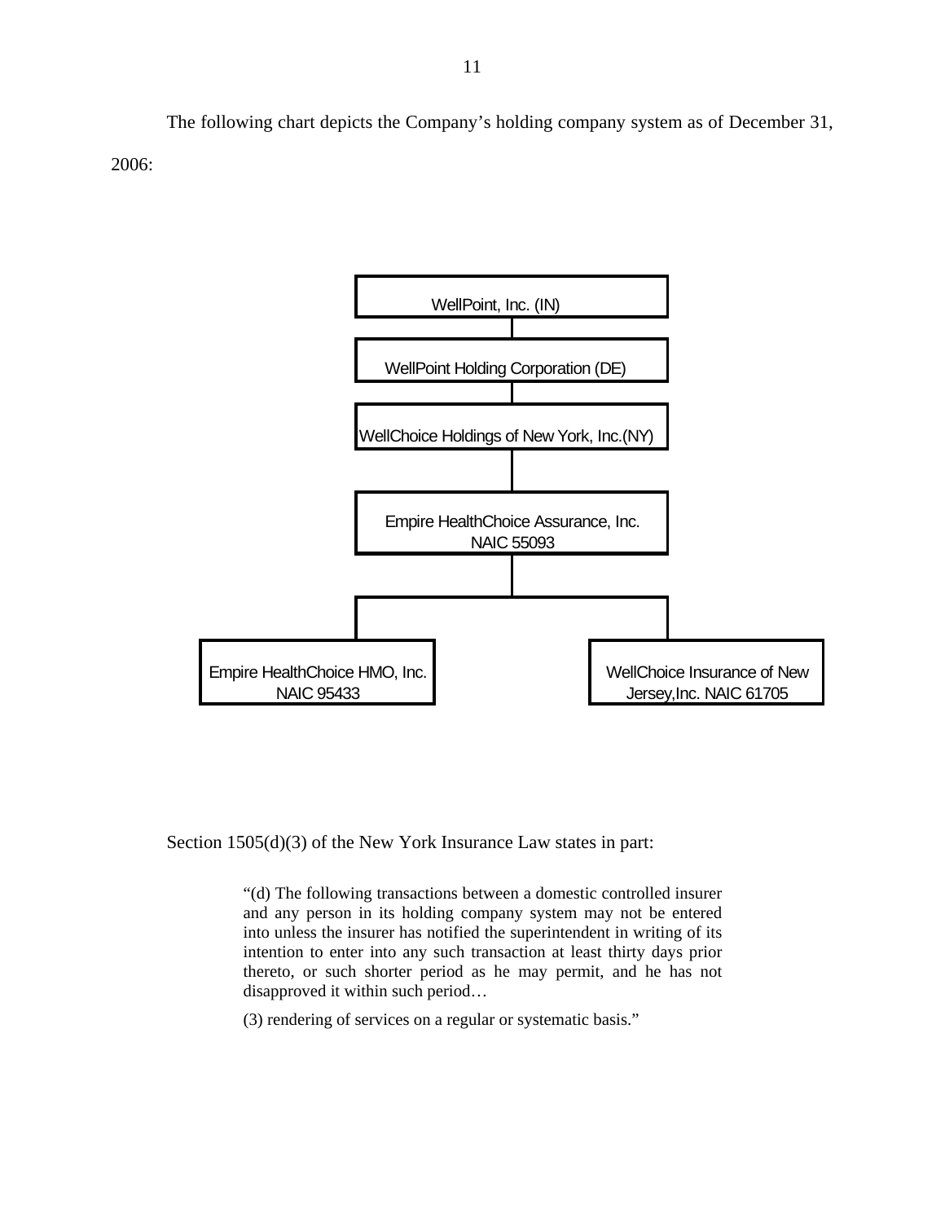The following chart depicts the Company's holding company system as of December 31, 2006:

WellPoint, Inc. (IN)

WellPoint Holding Corporation (DE)

WellChoice Holdings of New York, Inc.(NY)

Empire HealthChoice Assurance, Inc.
NAIC 55093

Empire HealthChoice HMO, Inc.
NAIC 95433

WellChoice Insurance of New Jersey,Inc. NAIC 61705

Section 1505(d)(3) of the New York Insurance Law states in part:

> "(d) The following transactions between a domestic controlled insurer and any person in its holding company system may not be entered into unless the insurer has notified the superintendent in writing of its intention to enter into any such transaction at least thirty days prior thereto, or such shorter period as he may permit, and he has not disapproved it within such period…
>
> (3) rendering of services on a regular or systematic basis."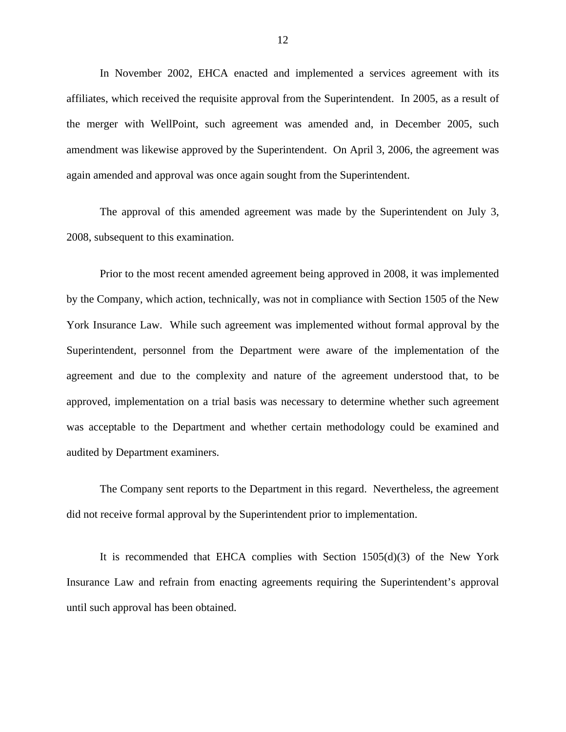In November 2002, EHCA enacted and implemented a services agreement with its affiliates, which received the requisite approval from the Superintendent. In 2005, as a result of the merger with WellPoint, such agreement was amended and, in December 2005, such amendment was likewise approved by the Superintendent. On April 3, 2006, the agreement was again amended and approval was once again sought from the Superintendent.

The approval of this amended agreement was made by the Superintendent on July 3, 2008, subsequent to this examination.

Prior to the most recent amended agreement being approved in 2008, it was implemented by the Company, which action, technically, was not in compliance with Section 1505 of the New York Insurance Law. While such agreement was implemented without formal approval by the Superintendent, personnel from the Department were aware of the implementation of the agreement and due to the complexity and nature of the agreement understood that, to be approved, implementation on a trial basis was necessary to determine whether such agreement was acceptable to the Department and whether certain methodology could be examined and audited by Department examiners.

The Company sent reports to the Department in this regard. Nevertheless, the agreement did not receive formal approval by the Superintendent prior to implementation.

It is recommended that EHCA complies with Section 1505(d)(3) of the New York Insurance Law and refrain from enacting agreements requiring the Superintendent's approval until such approval has been obtained.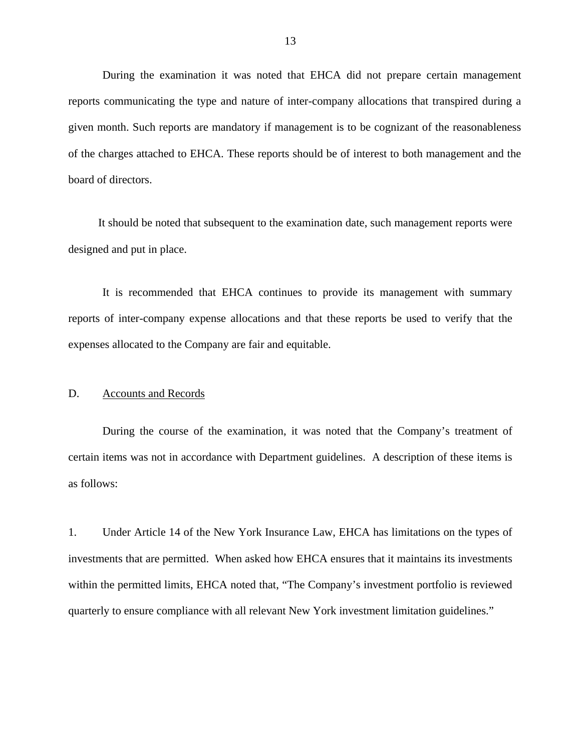During the examination it was noted that EHCA did not prepare certain management reports communicating the type and nature of inter-company allocations that transpired during a given month. Such reports are mandatory if management is to be cognizant of the reasonableness of the charges attached to EHCA. These reports should be of interest to both management and the board of directors.

It should be noted that subsequent to the examination date, such management reports were designed and put in place.

It is recommended that EHCA continues to provide its management with summary reports of inter-company expense allocations and that these reports be used to verify that the expenses allocated to the Company are fair and equitable.

## D. Accounts and Records

During the course of the examination, it was noted that the Company's treatment of certain items was not in accordance with Department guidelines. A description of these items is as follows:

1. Under Article 14 of the New York Insurance Law, EHCA has limitations on the types of investments that are permitted. When asked how EHCA ensures that it maintains its investments within the permitted limits, EHCA noted that, "The Company's investment portfolio is reviewed quarterly to ensure compliance with all relevant New York investment limitation guidelines."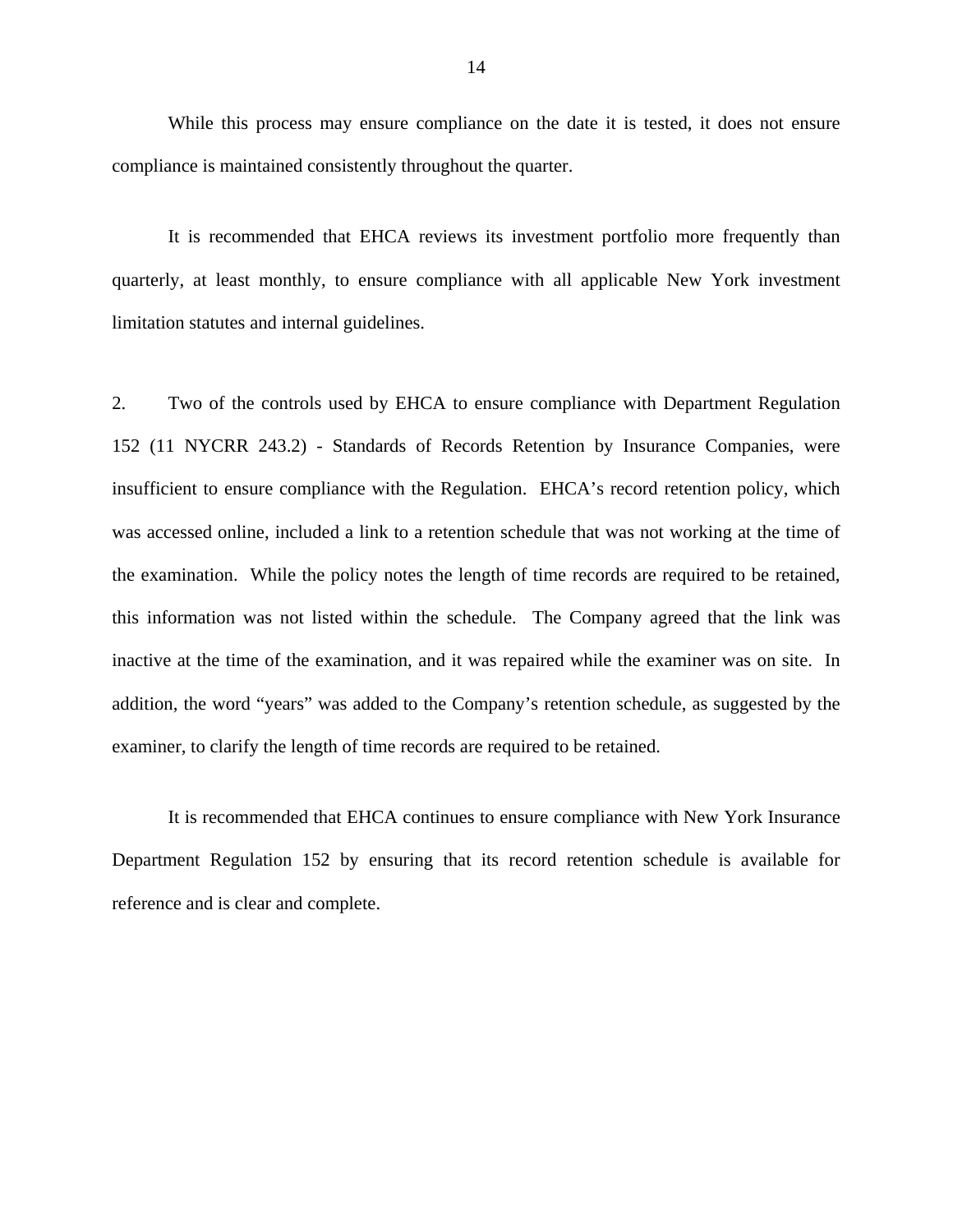While this process may ensure compliance on the date it is tested, it does not ensure compliance is maintained consistently throughout the quarter.

It is recommended that EHCA reviews its investment portfolio more frequently than quarterly, at least monthly, to ensure compliance with all applicable New York investment limitation statutes and internal guidelines.

2. Two of the controls used by EHCA to ensure compliance with Department Regulation 152 (11 NYCRR 243.2) - Standards of Records Retention by Insurance Companies, were insufficient to ensure compliance with the Regulation. EHCA's record retention policy, which was accessed online, included a link to a retention schedule that was not working at the time of the examination. While the policy notes the length of time records are required to be retained, this information was not listed within the schedule. The Company agreed that the link was inactive at the time of the examination, and it was repaired while the examiner was on site. In addition, the word "years" was added to the Company's retention schedule, as suggested by the examiner, to clarify the length of time records are required to be retained.

It is recommended that EHCA continues to ensure compliance with New York Insurance Department Regulation 152 by ensuring that its record retention schedule is available for reference and is clear and complete.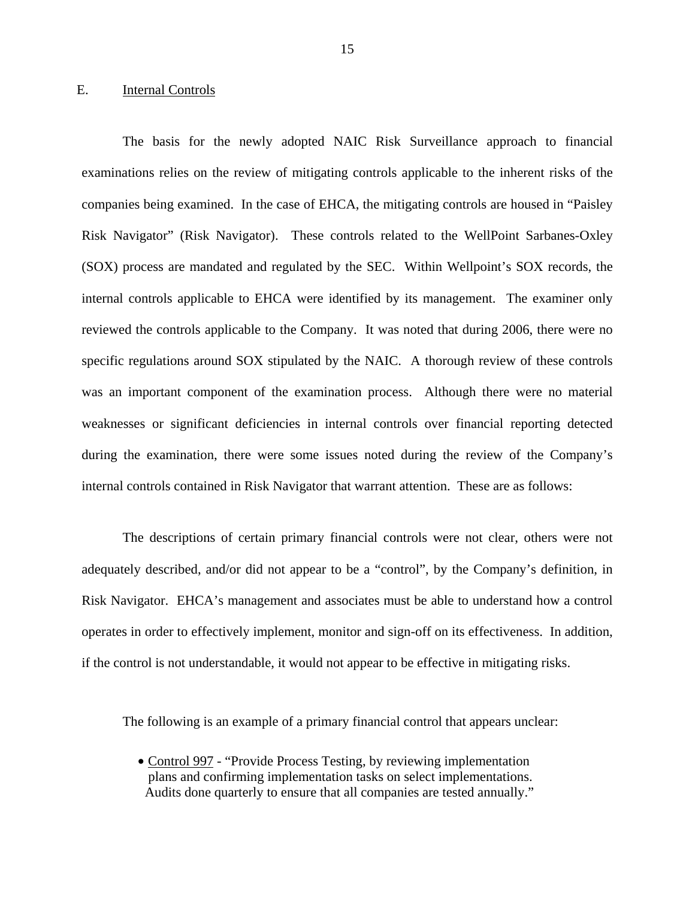## E. Internal Controls

The basis for the newly adopted NAIC Risk Surveillance approach to financial examinations relies on the review of mitigating controls applicable to the inherent risks of the companies being examined. In the case of EHCA, the mitigating controls are housed in "Paisley Risk Navigator" (Risk Navigator). These controls related to the WellPoint Sarbanes-Oxley (SOX) process are mandated and regulated by the SEC. Within Wellpoint's SOX records, the internal controls applicable to EHCA were identified by its management. The examiner only reviewed the controls applicable to the Company. It was noted that during 2006, there were no specific regulations around SOX stipulated by the NAIC. A thorough review of these controls was an important component of the examination process. Although there were no material weaknesses or significant deficiencies in internal controls over financial reporting detected during the examination, there were some issues noted during the review of the Company's internal controls contained in Risk Navigator that warrant attention. These are as follows:

The descriptions of certain primary financial controls were not clear, others were not adequately described, and/or did not appear to be a "control", by the Company's definition, in Risk Navigator. EHCA's management and associates must be able to understand how a control operates in order to effectively implement, monitor and sign-off on its effectiveness. In addition, if the control is not understandable, it would not appear to be effective in mitigating risks.

The following is an example of a primary financial control that appears unclear:

- Control 997 - "Provide Process Testing, by reviewing implementation plans and confirming implementation tasks on select implementations. Audits done quarterly to ensure that all companies are tested annually."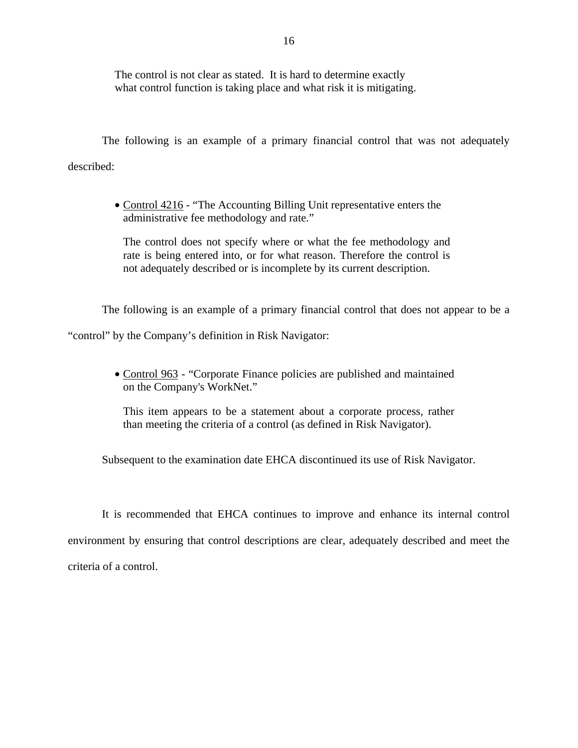The control is not clear as stated. It is hard to determine exactly what control function is taking place and what risk it is mitigating.

The following is an example of a primary financial control that was not adequately described:

- Control 4216 - "The Accounting Billing Unit representative enters the administrative fee methodology and rate."

  The control does not specify where or what the fee methodology and rate is being entered into, or for what reason. Therefore the control is not adequately described or is incomplete by its current description.

The following is an example of a primary financial control that does not appear to be a "control" by the Company's definition in Risk Navigator:

- Control 963 - "Corporate Finance policies are published and maintained on the Company's WorkNet."

  This item appears to be a statement about a corporate process, rather than meeting the criteria of a control (as defined in Risk Navigator).

Subsequent to the examination date EHCA discontinued its use of Risk Navigator.

It is recommended that EHCA continues to improve and enhance its internal control environment by ensuring that control descriptions are clear, adequately described and meet the criteria of a control.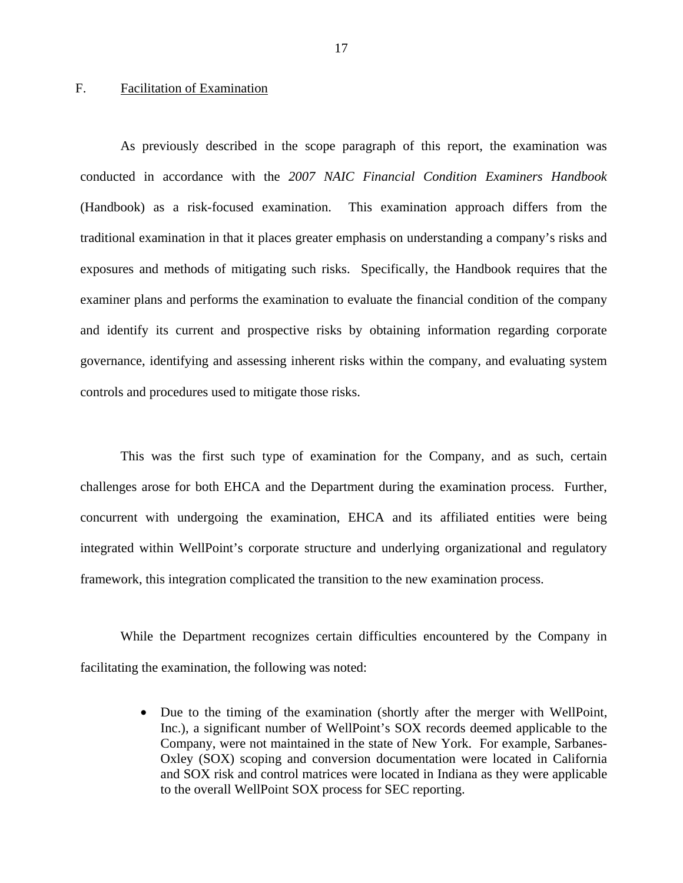## F. Facilitation of Examination

As previously described in the scope paragraph of this report, the examination was conducted in accordance with the *2007 NAIC Financial Condition Examiners Handbook* (Handbook) as a risk-focused examination. This examination approach differs from the traditional examination in that it places greater emphasis on understanding a company's risks and exposures and methods of mitigating such risks. Specifically, the Handbook requires that the examiner plans and performs the examination to evaluate the financial condition of the company and identify its current and prospective risks by obtaining information regarding corporate governance, identifying and assessing inherent risks within the company, and evaluating system controls and procedures used to mitigate those risks.

This was the first such type of examination for the Company, and as such, certain challenges arose for both EHCA and the Department during the examination process. Further, concurrent with undergoing the examination, EHCA and its affiliated entities were being integrated within WellPoint's corporate structure and underlying organizational and regulatory framework, this integration complicated the transition to the new examination process.

While the Department recognizes certain difficulties encountered by the Company in facilitating the examination, the following was noted:

- Due to the timing of the examination (shortly after the merger with WellPoint, Inc.), a significant number of WellPoint's SOX records deemed applicable to the Company, were not maintained in the state of New York. For example, Sarbanes-Oxley (SOX) scoping and conversion documentation were located in California and SOX risk and control matrices were located in Indiana as they were applicable to the overall WellPoint SOX process for SEC reporting.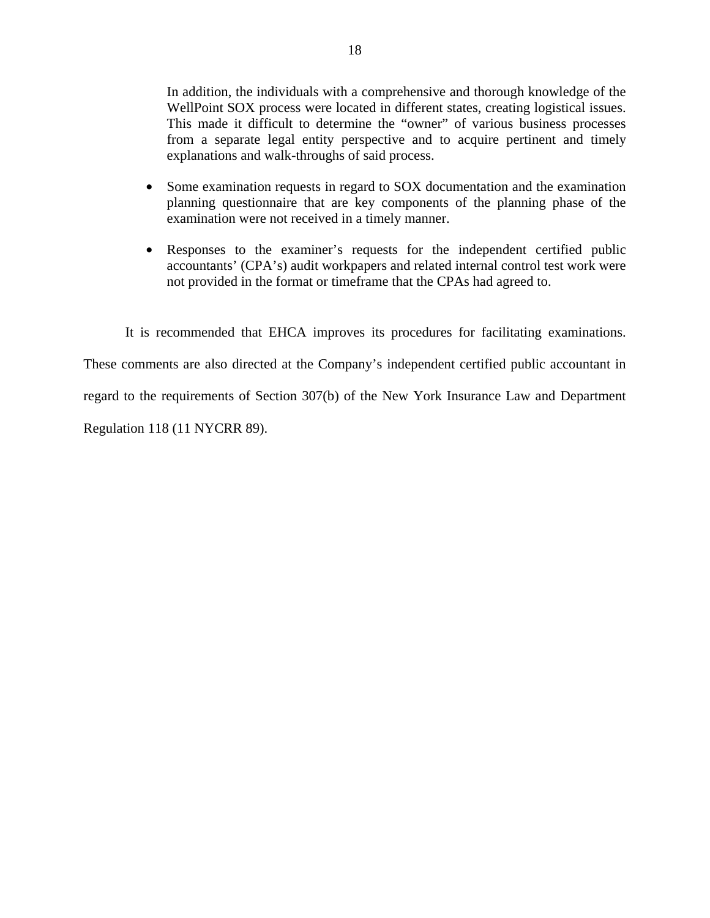In addition, the individuals with a comprehensive and thorough knowledge of the WellPoint SOX process were located in different states, creating logistical issues. This made it difficult to determine the "owner" of various business processes from a separate legal entity perspective and to acquire pertinent and timely explanations and walk-throughs of said process.

- Some examination requests in regard to SOX documentation and the examination planning questionnaire that are key components of the planning phase of the examination were not received in a timely manner.

- Responses to the examiner's requests for the independent certified public accountants' (CPA's) audit workpapers and related internal control test work were not provided in the format or timeframe that the CPAs had agreed to.

It is recommended that EHCA improves its procedures for facilitating examinations. These comments are also directed at the Company's independent certified public accountant in regard to the requirements of Section 307(b) of the New York Insurance Law and Department Regulation 118 (11 NYCRR 89).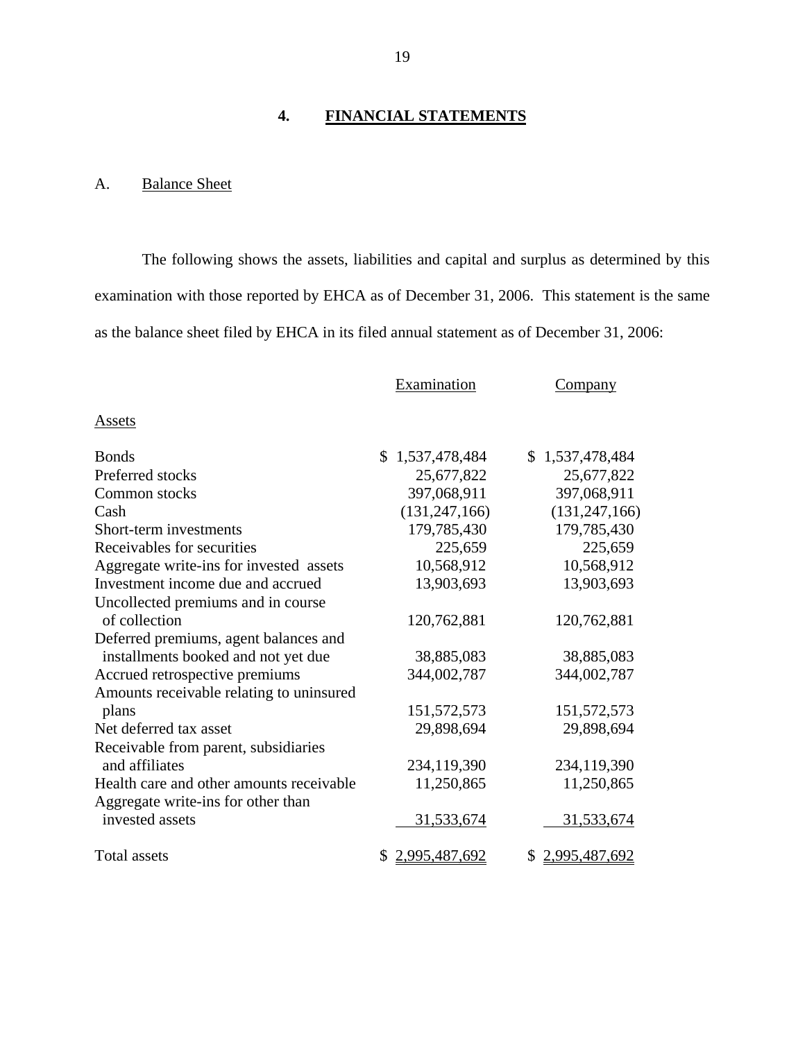# 4. FINANCIAL STATEMENTS

## A. Balance Sheet

The following shows the assets, liabilities and capital and surplus as determined by this examination with those reported by EHCA as of December 31, 2006. This statement is the same as the balance sheet filed by EHCA in its filed annual statement as of December 31, 2006:

| | Examination | Company |
|---|---|---|
| Assets | | |
| Bonds | $ 1,537,478,484 | $ 1,537,478,484 |
| Preferred stocks | 25,677,822 | 25,677,822 |
| Common stocks | 397,068,911 | 397,068,911 |
| Cash | (131,247,166) | (131,247,166) |
| Short-term investments | 179,785,430 | 179,785,430 |
| Receivables for securities | 225,659 | 225,659 |
| Aggregate write-ins for invested assets | 10,568,912 | 10,568,912 |
| Investment income due and accrued | 13,903,693 | 13,903,693 |
| Uncollected premiums and in course of collection | 120,762,881 | 120,762,881 |
| Deferred premiums, agent balances and installments booked and not yet due | 38,885,083 | 38,885,083 |
| Accrued retrospective premiums | 344,002,787 | 344,002,787 |
| Amounts receivable relating to uninsured plans | 151,572,573 | 151,572,573 |
| Net deferred tax asset | 29,898,694 | 29,898,694 |
| Receivable from parent, subsidiaries and affiliates | 234,119,390 | 234,119,390 |
| Health care and other amounts receivable | 11,250,865 | 11,250,865 |
| Aggregate write-ins for other than invested assets | 31,533,674 | 31,533,674 |
| Total assets | $ 2,995,487,692 | $ 2,995,487,692 |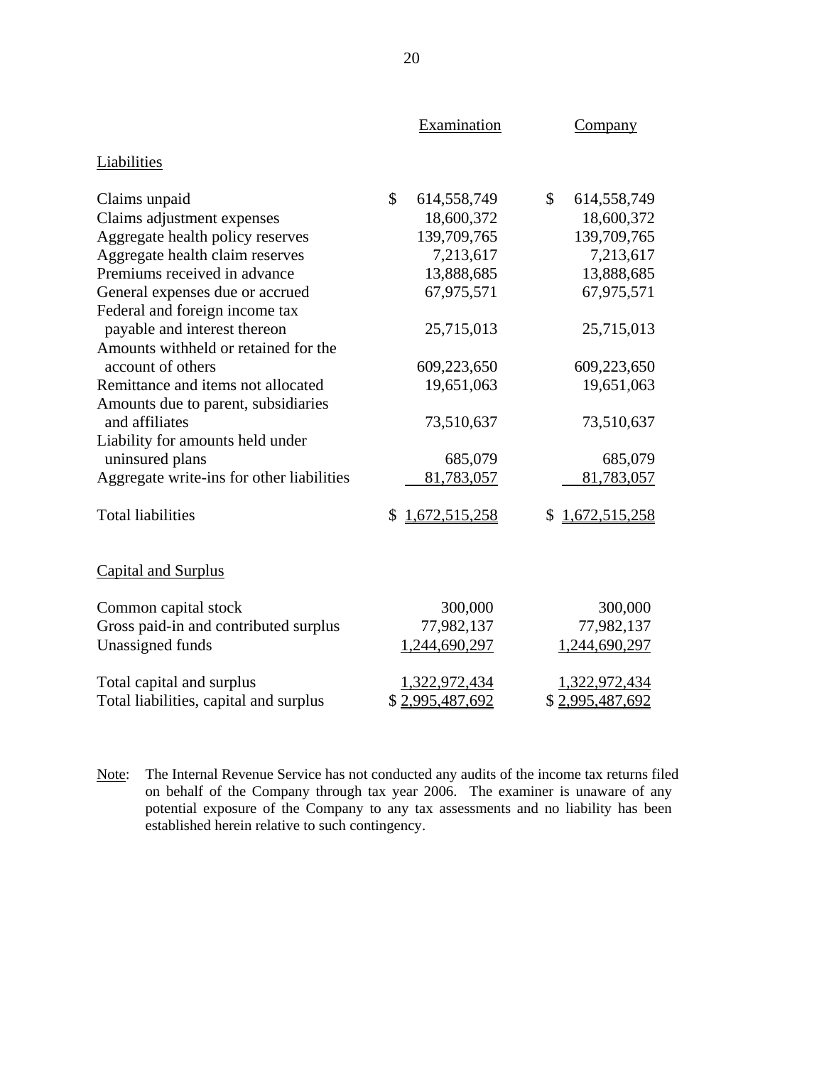| | Examination | Company |
|---|---|---|
| Liabilities | | |
| Claims unpaid | $ 614,558,749 | $ 614,558,749 |
| Claims adjustment expenses | 18,600,372 | 18,600,372 |
| Aggregate health policy reserves | 139,709,765 | 139,709,765 |
| Aggregate health claim reserves | 7,213,617 | 7,213,617 |
| Premiums received in advance | 13,888,685 | 13,888,685 |
| General expenses due or accrued | 67,975,571 | 67,975,571 |
| Federal and foreign income tax payable and interest thereon | 25,715,013 | 25,715,013 |
| Amounts withheld or retained for the account of others | 609,223,650 | 609,223,650 |
| Remittance and items not allocated | 19,651,063 | 19,651,063 |
| Amounts due to parent, subsidiaries and affiliates | 73,510,637 | 73,510,637 |
| Liability for amounts held under uninsured plans | 685,079 | 685,079 |
| Aggregate write-ins for other liabilities | 81,783,057 | 81,783,057 |
| Total liabilities | $ 1,672,515,258 | $ 1,672,515,258 |
| Capital and Surplus | | |
| Common capital stock | 300,000 | 300,000 |
| Gross paid-in and contributed surplus | 77,982,137 | 77,982,137 |
| Unassigned funds | 1,244,690,297 | 1,244,690,297 |
| Total capital and surplus | 1,322,972,434 | 1,322,972,434 |
| Total liabilities, capital and surplus | $ 2,995,487,692 | $ 2,995,487,692 |

Note: The Internal Revenue Service has not conducted any audits of the income tax returns filed on behalf of the Company through tax year 2006. The examiner is unaware of any potential exposure of the Company to any tax assessments and no liability has been established herein relative to such contingency.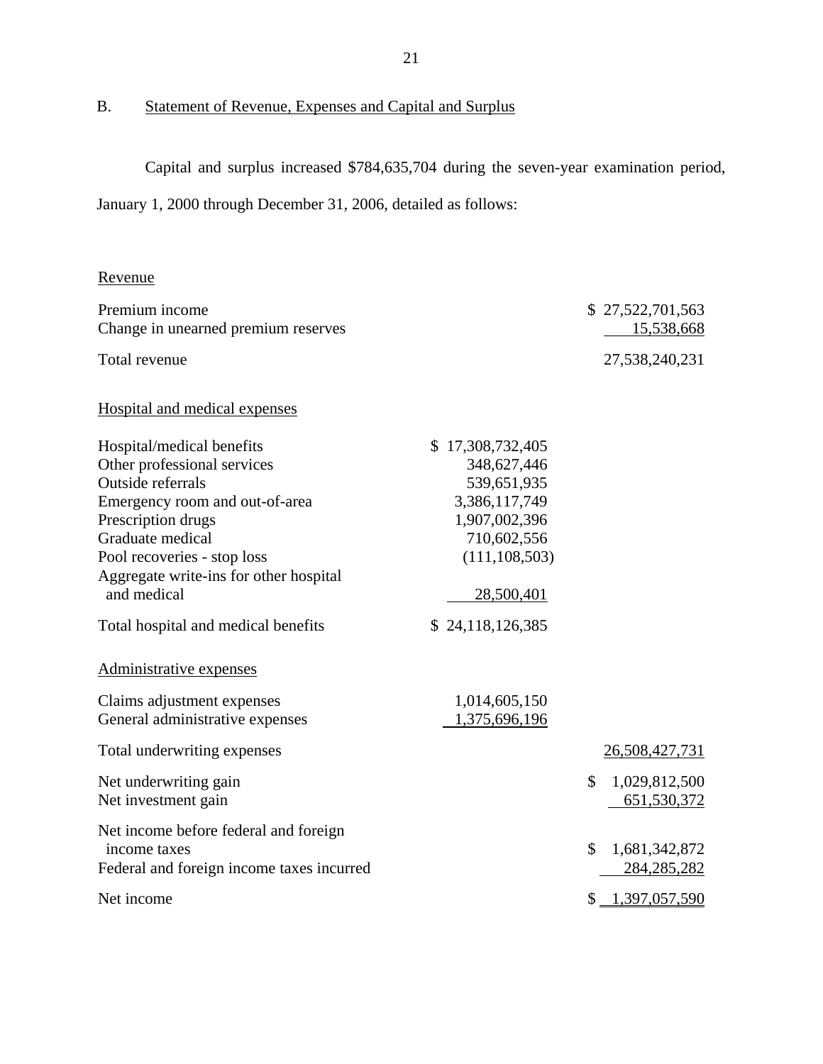## B. Statement of Revenue, Expenses and Capital and Surplus

Capital and surplus increased $784,635,704 during the seven-year examination period, January 1, 2000 through December 31, 2006, detailed as follows:

| | | |
|---|---|---|
| Revenue | | |
| Premium income | | $ 27,522,701,563 |
| Change in unearned premium reserves | | 15,538,668 |
| Total revenue | | 27,538,240,231 |
| Hospital and medical expenses | | |
| Hospital/medical benefits | $ 17,308,732,405 | |
| Other professional services | 348,627,446 | |
| Outside referrals | 539,651,935 | |
| Emergency room and out-of-area | 3,386,117,749 | |
| Prescription drugs | 1,907,002,396 | |
| Graduate medical | 710,602,556 | |
| Pool recoveries - stop loss | (111,108,503) | |
| Aggregate write-ins for other hospital and medical | 28,500,401 | |
| Total hospital and medical benefits | $ 24,118,126,385 | |
| Administrative expenses | | |
| Claims adjustment expenses | 1,014,605,150 | |
| General administrative expenses | 1,375,696,196 | |
| Total underwriting expenses | | 26,508,427,731 |
| Net underwriting gain | | $ 1,029,812,500 |
| Net investment gain | | 651,530,372 |
| Net income before federal and foreign income taxes | | $ 1,681,342,872 |
| Federal and foreign income taxes incurred | | 284,285,282 |
| Net income | | $ 1,397,057,590 |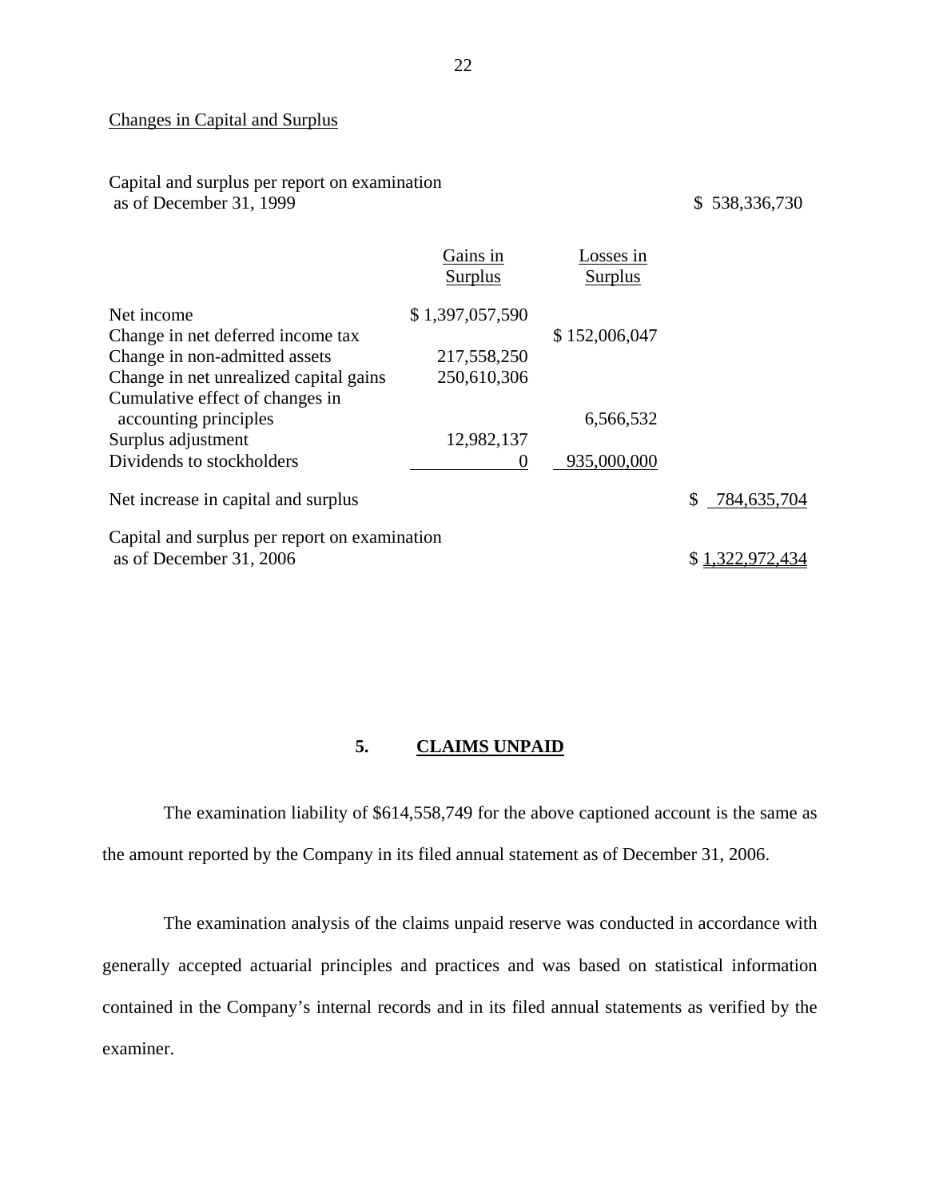Changes in Capital and Surplus

| | Gains in Surplus | Losses in Surplus | |
|---|---|---|---|
| Capital and surplus per report on examination as of December 31, 1999 | | | $ 538,336,730 |
| Net income | $ 1,397,057,590 | | |
| Change in net deferred income tax | | $ 152,006,047 | |
| Change in non-admitted assets | 217,558,250 | | |
| Change in net unrealized capital gains | 250,610,306 | | |
| Cumulative effect of changes in accounting principles | | 6,566,532 | |
| Surplus adjustment | 12,982,137 | | |
| Dividends to stockholders | 0 | 935,000,000 | |
| Net increase in capital and surplus | | | $ 784,635,704 |
| Capital and surplus per report on examination as of December 31, 2006 | | | $ 1,322,972,434 |

## 5. CLAIMS UNPAID

The examination liability of $614,558,749 for the above captioned account is the same as the amount reported by the Company in its filed annual statement as of December 31, 2006.

The examination analysis of the claims unpaid reserve was conducted in accordance with generally accepted actuarial principles and practices and was based on statistical information contained in the Company's internal records and in its filed annual statements as verified by the examiner.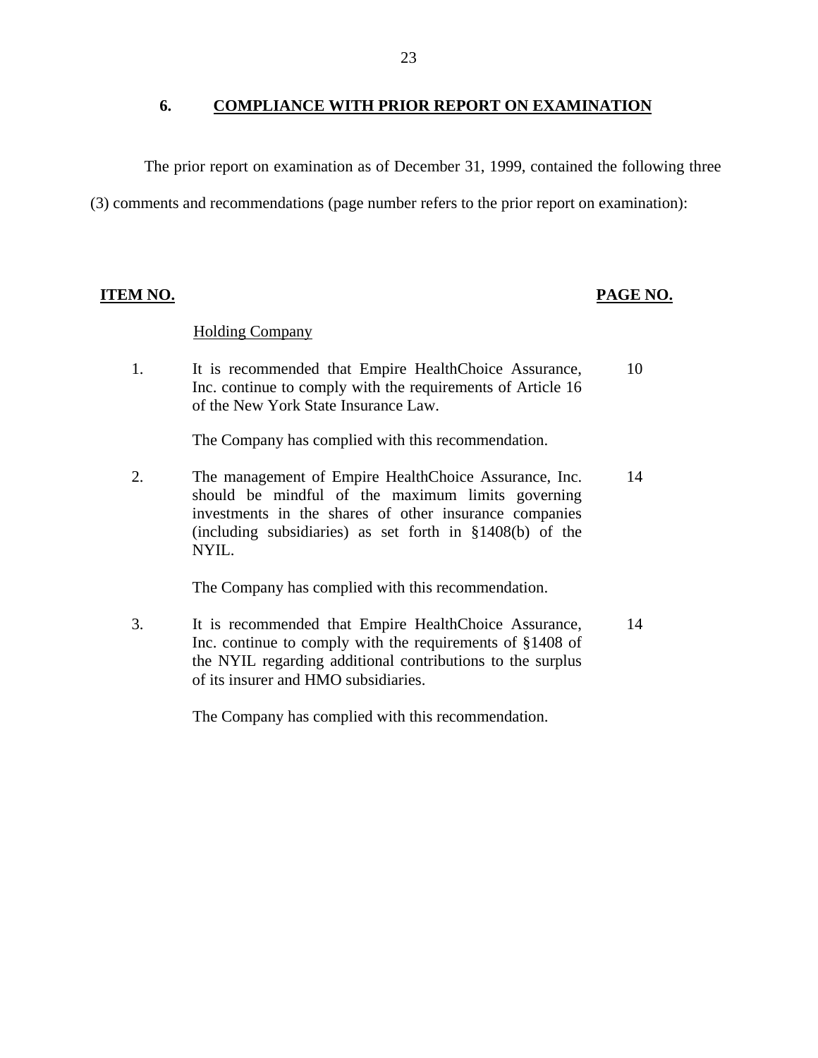## 6. COMPLIANCE WITH PRIOR REPORT ON EXAMINATION

The prior report on examination as of December 31, 1999, contained the following three (3) comments and recommendations (page number refers to the prior report on examination):

| ITEM NO. | | PAGE NO. |
|---|---|---|
| | Holding Company | |
| 1. | It is recommended that Empire HealthChoice Assurance, Inc. continue to comply with the requirements of Article 16 of the New York State Insurance Law. | 10 |
| | The Company has complied with this recommendation. | |
| 2. | The management of Empire HealthChoice Assurance, Inc. should be mindful of the maximum limits governing investments in the shares of other insurance companies (including subsidiaries) as set forth in §1408(b) of the NYIL. | 14 |
| | The Company has complied with this recommendation. | |
| 3. | It is recommended that Empire HealthChoice Assurance, Inc. continue to comply with the requirements of §1408 of the NYIL regarding additional contributions to the surplus of its insurer and HMO subsidiaries. | 14 |
| | The Company has complied with this recommendation. | |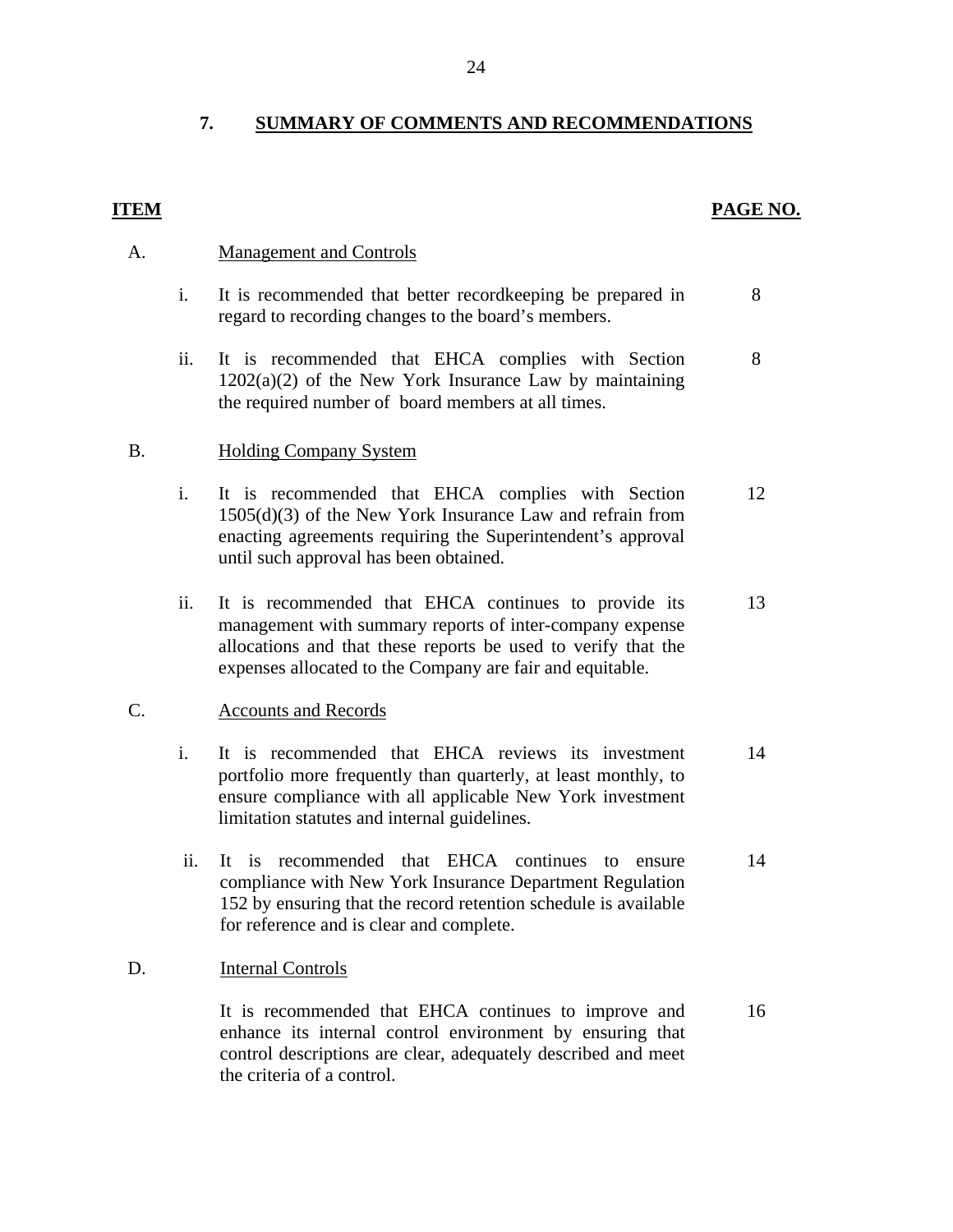## 7. SUMMARY OF COMMENTS AND RECOMMENDATIONS

| ITEM | | | PAGE NO. |
|---|---|---|---|
| A. | | Management and Controls | |
| | i. | It is recommended that better recordkeeping be prepared in regard to recording changes to the board's members. | 8 |
| | ii. | It is recommended that EHCA complies with Section 1202(a)(2) of the New York Insurance Law by maintaining the required number of board members at all times. | 8 |
| B. | | Holding Company System | |
| | i. | It is recommended that EHCA complies with Section 1505(d)(3) of the New York Insurance Law and refrain from enacting agreements requiring the Superintendent's approval until such approval has been obtained. | 12 |
| | ii. | It is recommended that EHCA continues to provide its management with summary reports of inter-company expense allocations and that these reports be used to verify that the expenses allocated to the Company are fair and equitable. | 13 |
| C. | | Accounts and Records | |
| | i. | It is recommended that EHCA reviews its investment portfolio more frequently than quarterly, at least monthly, to ensure compliance with all applicable New York investment limitation statutes and internal guidelines. | 14 |
| | ii. | It is recommended that EHCA continues to ensure compliance with New York Insurance Department Regulation 152 by ensuring that the record retention schedule is available for reference and is clear and complete. | 14 |
| D. | | Internal Controls | |
| | | It is recommended that EHCA continues to improve and enhance its internal control environment by ensuring that control descriptions are clear, adequately described and meet the criteria of a control. | 16 |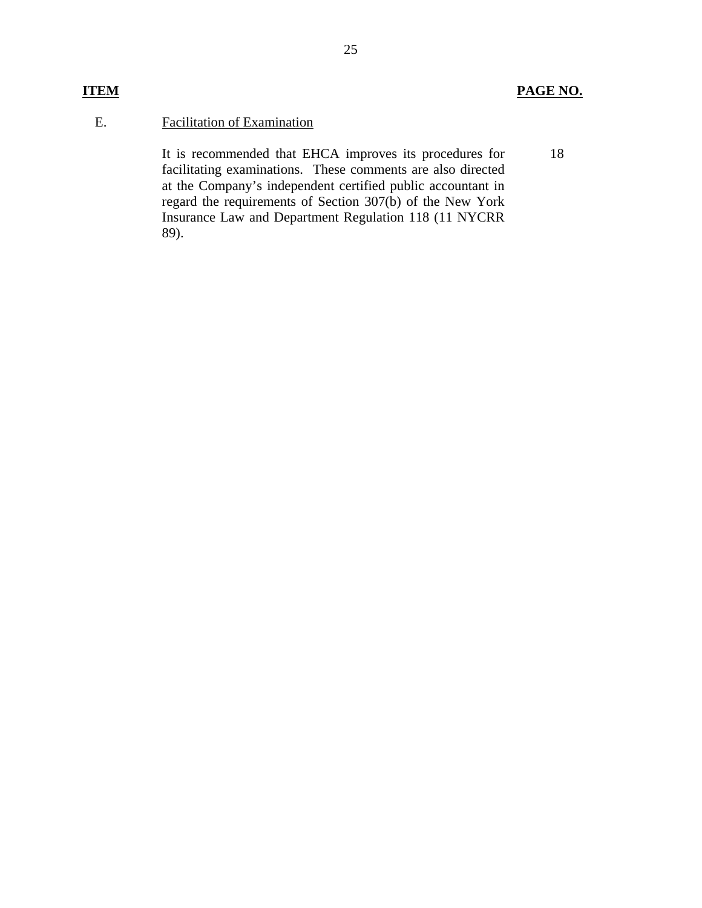| ITEM | | PAGE NO. |
|---|---|---|
| E. | Facilitation of Examination | |
| | It is recommended that EHCA improves its procedures for facilitating examinations. These comments are also directed at the Company's independent certified public accountant in regard the requirements of Section 307(b) of the New York Insurance Law and Department Regulation 118 (11 NYCRR 89). | 18 |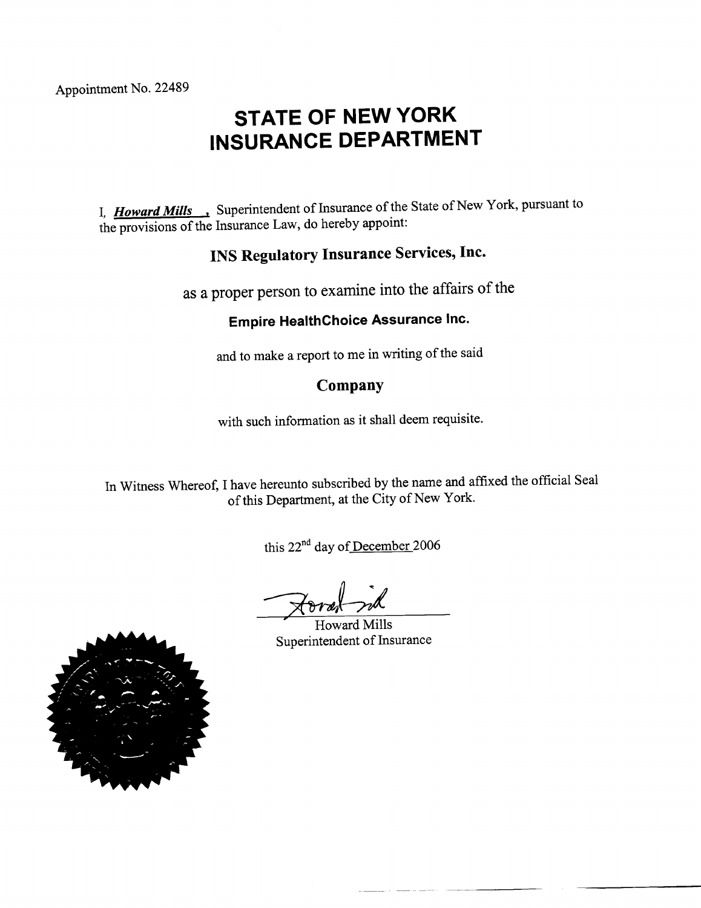Appointment No. 22489

# STATE OF NEW YORK
# INSURANCE DEPARTMENT

I, ***Howard Mills***, Superintendent of Insurance of the State of New York, pursuant to the provisions of the Insurance Law, do hereby appoint:

**INS Regulatory Insurance Services, Inc.**

as a proper person to examine into the affairs of the

**Empire HealthChoice Assurance Inc.**

and to make a report to me in writing of the said

**Company**

with such information as it shall deem requisite.

In Witness Whereof, I have hereunto subscribed by the name and affixed the official Seal of this Department, at the City of New York.

this 22nd day of December 2006

Howard Mills
Superintendent of Insurance